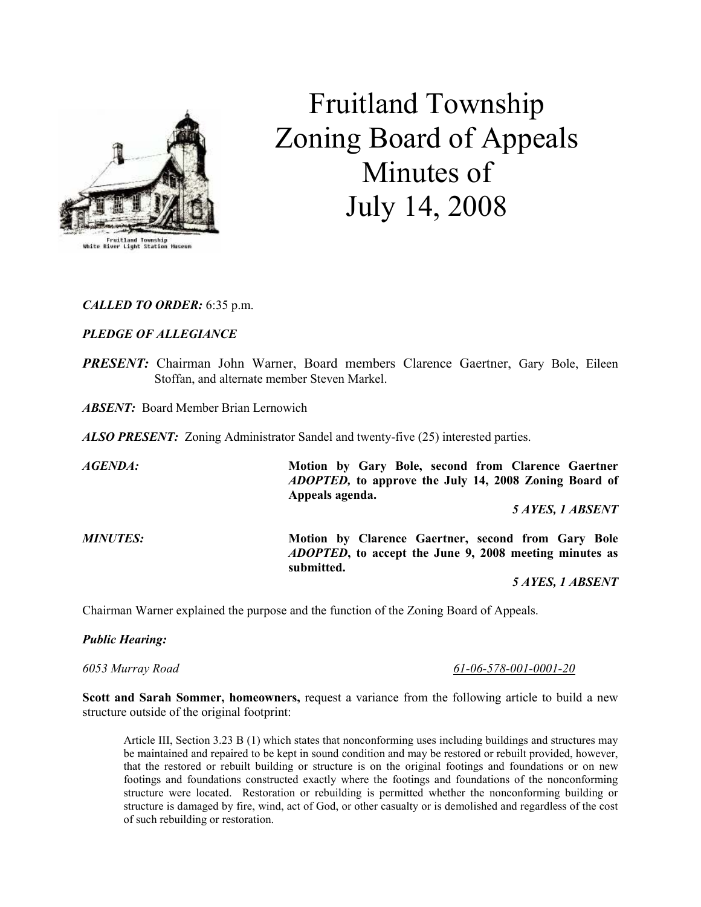# Fruitland Township Zoning Board of Appeals Minutes of July 14, 2008

Fruitland Township
White River Light Station Museum

***CALLED TO ORDER:*** 6:35 p.m.

***PLEDGE OF ALLEGIANCE***

***PRESENT:*** Chairman John Warner, Board members Clarence Gaertner, Gary Bole, Eileen Stoffan, and alternate member Steven Markel.

***ABSENT:*** Board Member Brian Lernowich

***ALSO PRESENT:*** Zoning Administrator Sandel and twenty-five (25) interested parties.

***AGENDA:*** **Motion by Gary Bole, second from Clarence Gaertner *ADOPTED,* to approve the July 14, 2008 Zoning Board of Appeals agenda.**

***5 AYES, 1 ABSENT***

***MINUTES:*** **Motion by Clarence Gaertner, second from Gary Bole *ADOPTED*, to accept the June 9, 2008 meeting minutes as submitted.**

***5 AYES, 1 ABSENT***

Chairman Warner explained the purpose and the function of the Zoning Board of Appeals.

***Public Hearing:***

*6053 Murray Road* *61-06-578-001-0001-20*

**Scott and Sarah Sommer, homeowners,** request a variance from the following article to build a new structure outside of the original footprint:

> Article III, Section 3.23 B (1) which states that nonconforming uses including buildings and structures may be maintained and repaired to be kept in sound condition and may be restored or rebuilt provided, however, that the restored or rebuilt building or structure is on the original footings and foundations or on new footings and foundations constructed exactly where the footings and foundations of the nonconforming structure were located. Restoration or rebuilding is permitted whether the nonconforming building or structure is damaged by fire, wind, act of God, or other casualty or is demolished and regardless of the cost of such rebuilding or restoration.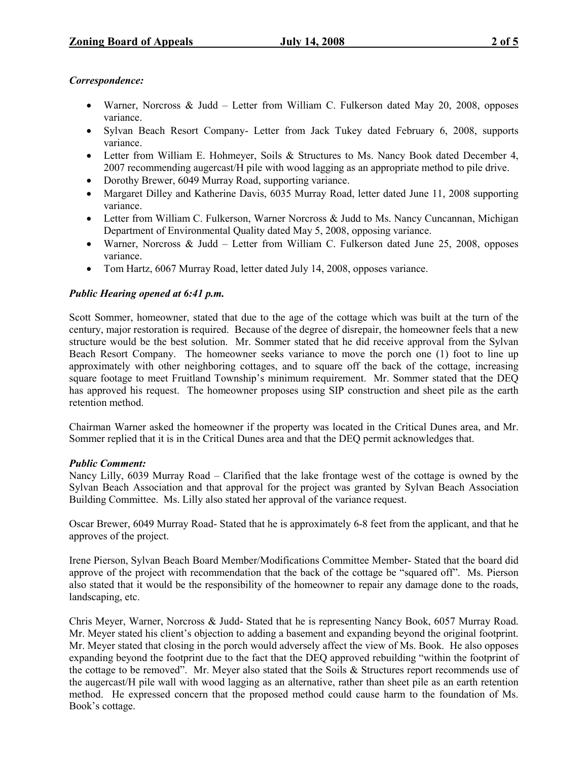***Correspondence:***

- Warner, Norcross & Judd – Letter from William C. Fulkerson dated May 20, 2008, opposes variance.
- Sylvan Beach Resort Company- Letter from Jack Tukey dated February 6, 2008, supports variance.
- Letter from William E. Hohmeyer, Soils & Structures to Ms. Nancy Book dated December 4, 2007 recommending augercast/H pile with wood lagging as an appropriate method to pile drive.
- Dorothy Brewer, 6049 Murray Road, supporting variance.
- Margaret Dilley and Katherine Davis, 6035 Murray Road, letter dated June 11, 2008 supporting variance.
- Letter from William C. Fulkerson, Warner Norcross & Judd to Ms. Nancy Cuncannan, Michigan Department of Environmental Quality dated May 5, 2008, opposing variance.
- Warner, Norcross & Judd – Letter from William C. Fulkerson dated June 25, 2008, opposes variance.
- Tom Hartz, 6067 Murray Road, letter dated July 14, 2008, opposes variance.

***Public Hearing opened at 6:41 p.m.***

Scott Sommer, homeowner, stated that due to the age of the cottage which was built at the turn of the century, major restoration is required. Because of the degree of disrepair, the homeowner feels that a new structure would be the best solution. Mr. Sommer stated that he did receive approval from the Sylvan Beach Resort Company. The homeowner seeks variance to move the porch one (1) foot to line up approximately with other neighboring cottages, and to square off the back of the cottage, increasing square footage to meet Fruitland Township's minimum requirement. Mr. Sommer stated that the DEQ has approved his request. The homeowner proposes using SIP construction and sheet pile as the earth retention method.

Chairman Warner asked the homeowner if the property was located in the Critical Dunes area, and Mr. Sommer replied that it is in the Critical Dunes area and that the DEQ permit acknowledges that.

***Public Comment:***

Nancy Lilly, 6039 Murray Road – Clarified that the lake frontage west of the cottage is owned by the Sylvan Beach Association and that approval for the project was granted by Sylvan Beach Association Building Committee. Ms. Lilly also stated her approval of the variance request.

Oscar Brewer, 6049 Murray Road- Stated that he is approximately 6-8 feet from the applicant, and that he approves of the project.

Irene Pierson, Sylvan Beach Board Member/Modifications Committee Member- Stated that the board did approve of the project with recommendation that the back of the cottage be "squared off". Ms. Pierson also stated that it would be the responsibility of the homeowner to repair any damage done to the roads, landscaping, etc.

Chris Meyer, Warner, Norcross & Judd- Stated that he is representing Nancy Book, 6057 Murray Road. Mr. Meyer stated his client's objection to adding a basement and expanding beyond the original footprint. Mr. Meyer stated that closing in the porch would adversely affect the view of Ms. Book. He also opposes expanding beyond the footprint due to the fact that the DEQ approved rebuilding "within the footprint of the cottage to be removed". Mr. Meyer also stated that the Soils & Structures report recommends use of the augercast/H pile wall with wood lagging as an alternative, rather than sheet pile as an earth retention method. He expressed concern that the proposed method could cause harm to the foundation of Ms. Book's cottage.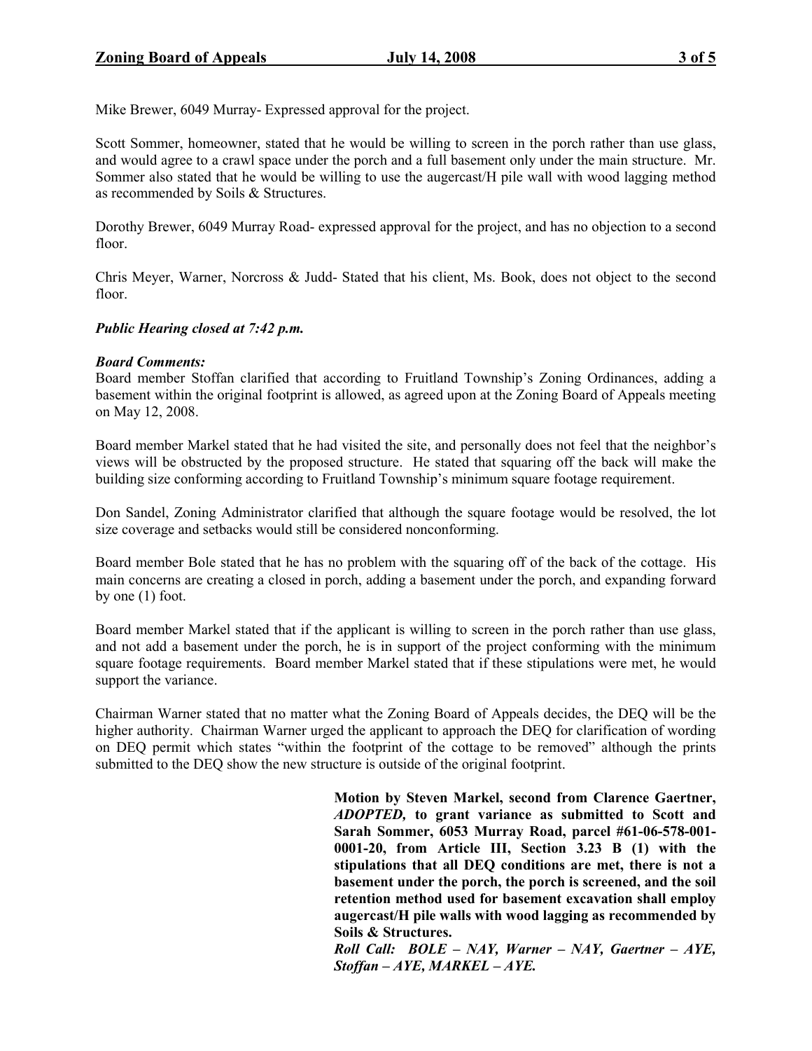Mike Brewer, 6049 Murray- Expressed approval for the project.

Scott Sommer, homeowner, stated that he would be willing to screen in the porch rather than use glass, and would agree to a crawl space under the porch and a full basement only under the main structure. Mr. Sommer also stated that he would be willing to use the augercast/H pile wall with wood lagging method as recommended by Soils & Structures.

Dorothy Brewer, 6049 Murray Road- expressed approval for the project, and has no objection to a second floor.

Chris Meyer, Warner, Norcross & Judd- Stated that his client, Ms. Book, does not object to the second floor.

***Public Hearing closed at 7:42 p.m.***

***Board Comments:***

Board member Stoffan clarified that according to Fruitland Township's Zoning Ordinances, adding a basement within the original footprint is allowed, as agreed upon at the Zoning Board of Appeals meeting on May 12, 2008.

Board member Markel stated that he had visited the site, and personally does not feel that the neighbor's views will be obstructed by the proposed structure. He stated that squaring off the back will make the building size conforming according to Fruitland Township's minimum square footage requirement.

Don Sandel, Zoning Administrator clarified that although the square footage would be resolved, the lot size coverage and setbacks would still be considered nonconforming.

Board member Bole stated that he has no problem with the squaring off of the back of the cottage. His main concerns are creating a closed in porch, adding a basement under the porch, and expanding forward by one (1) foot.

Board member Markel stated that if the applicant is willing to screen in the porch rather than use glass, and not add a basement under the porch, he is in support of the project conforming with the minimum square footage requirements. Board member Markel stated that if these stipulations were met, he would support the variance.

Chairman Warner stated that no matter what the Zoning Board of Appeals decides, the DEQ will be the higher authority. Chairman Warner urged the applicant to approach the DEQ for clarification of wording on DEQ permit which states "within the footprint of the cottage to be removed" although the prints submitted to the DEQ show the new structure is outside of the original footprint.

**Motion by Steven Markel, second from Clarence Gaertner, *ADOPTED,* to grant variance as submitted to Scott and Sarah Sommer, 6053 Murray Road, parcel #61-06-578-001-0001-20, from Article III, Section 3.23 B (1) with the stipulations that all DEQ conditions are met, there is not a basement under the porch, the porch is screened, and the soil retention method used for basement excavation shall employ augercast/H pile walls with wood lagging as recommended by Soils & Structures.**

***Roll Call: BOLE – NAY, Warner – NAY, Gaertner – AYE, Stoffan – AYE, MARKEL – AYE.***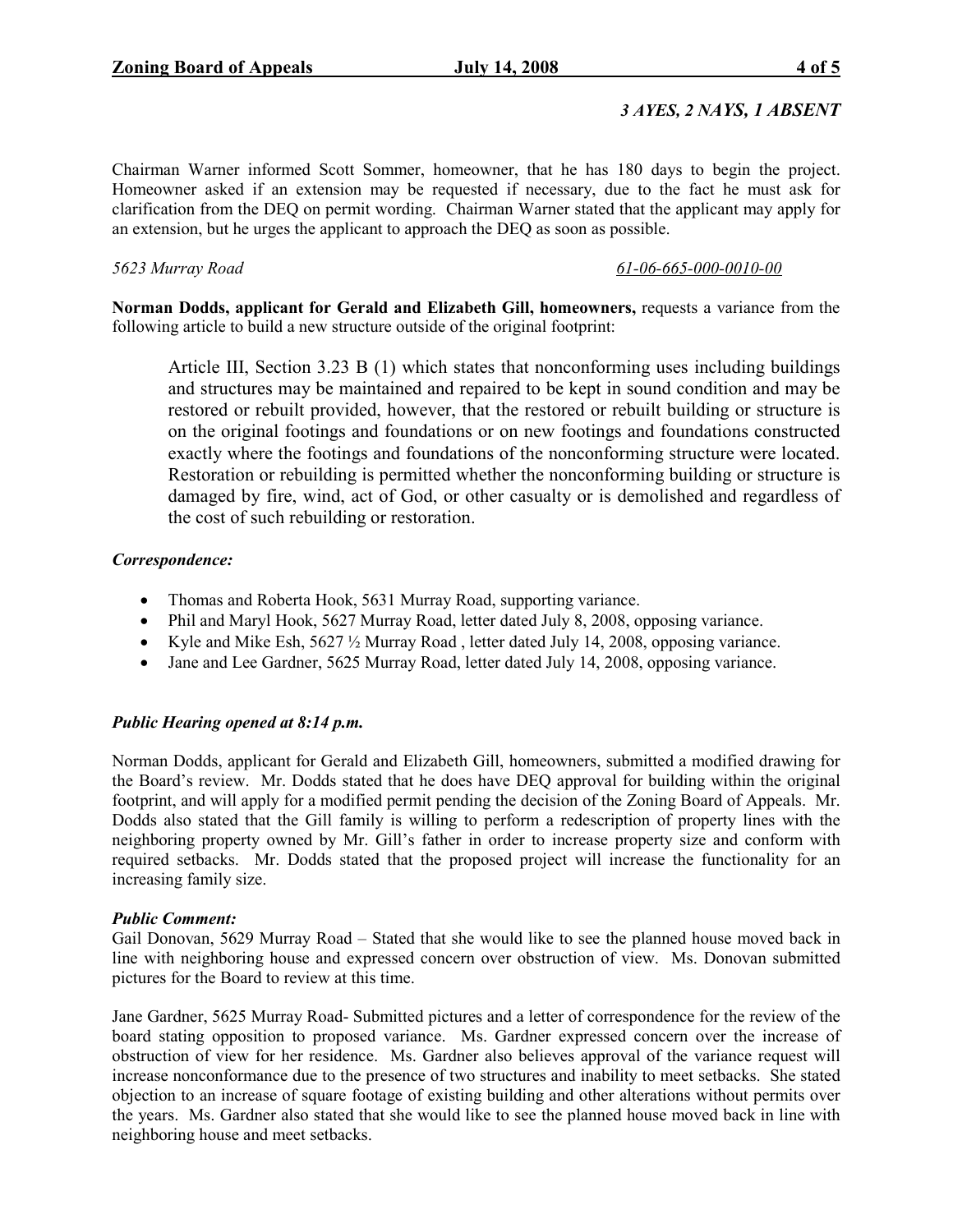*3 AYES, 2 NAYS, 1 ABSENT*

Chairman Warner informed Scott Sommer, homeowner, that he has 180 days to begin the project. Homeowner asked if an extension may be requested if necessary, due to the fact he must ask for clarification from the DEQ on permit wording. Chairman Warner stated that the applicant may apply for an extension, but he urges the applicant to approach the DEQ as soon as possible.

*5623 Murray Road* *61-06-665-000-0010-00*

**Norman Dodds, applicant for Gerald and Elizabeth Gill, homeowners,** requests a variance from the following article to build a new structure outside of the original footprint:

> Article III, Section 3.23 B (1) which states that nonconforming uses including buildings and structures may be maintained and repaired to be kept in sound condition and may be restored or rebuilt provided, however, that the restored or rebuilt building or structure is on the original footings and foundations or on new footings and foundations constructed exactly where the footings and foundations of the nonconforming structure were located. Restoration or rebuilding is permitted whether the nonconforming building or structure is damaged by fire, wind, act of God, or other casualty or is demolished and regardless of the cost of such rebuilding or restoration.

***Correspondence:***

- Thomas and Roberta Hook, 5631 Murray Road, supporting variance.
- Phil and Maryl Hook, 5627 Murray Road, letter dated July 8, 2008, opposing variance.
- Kyle and Mike Esh, 5627 ½ Murray Road , letter dated July 14, 2008, opposing variance.
- Jane and Lee Gardner, 5625 Murray Road, letter dated July 14, 2008, opposing variance.

***Public Hearing opened at 8:14 p.m.***

Norman Dodds, applicant for Gerald and Elizabeth Gill, homeowners, submitted a modified drawing for the Board's review. Mr. Dodds stated that he does have DEQ approval for building within the original footprint, and will apply for a modified permit pending the decision of the Zoning Board of Appeals. Mr. Dodds also stated that the Gill family is willing to perform a redescription of property lines with the neighboring property owned by Mr. Gill's father in order to increase property size and conform with required setbacks. Mr. Dodds stated that the proposed project will increase the functionality for an increasing family size.

***Public Comment:***

Gail Donovan, 5629 Murray Road – Stated that she would like to see the planned house moved back in line with neighboring house and expressed concern over obstruction of view. Ms. Donovan submitted pictures for the Board to review at this time.

Jane Gardner, 5625 Murray Road- Submitted pictures and a letter of correspondence for the review of the board stating opposition to proposed variance. Ms. Gardner expressed concern over the increase of obstruction of view for her residence. Ms. Gardner also believes approval of the variance request will increase nonconformance due to the presence of two structures and inability to meet setbacks. She stated objection to an increase of square footage of existing building and other alterations without permits over the years. Ms. Gardner also stated that she would like to see the planned house moved back in line with neighboring house and meet setbacks.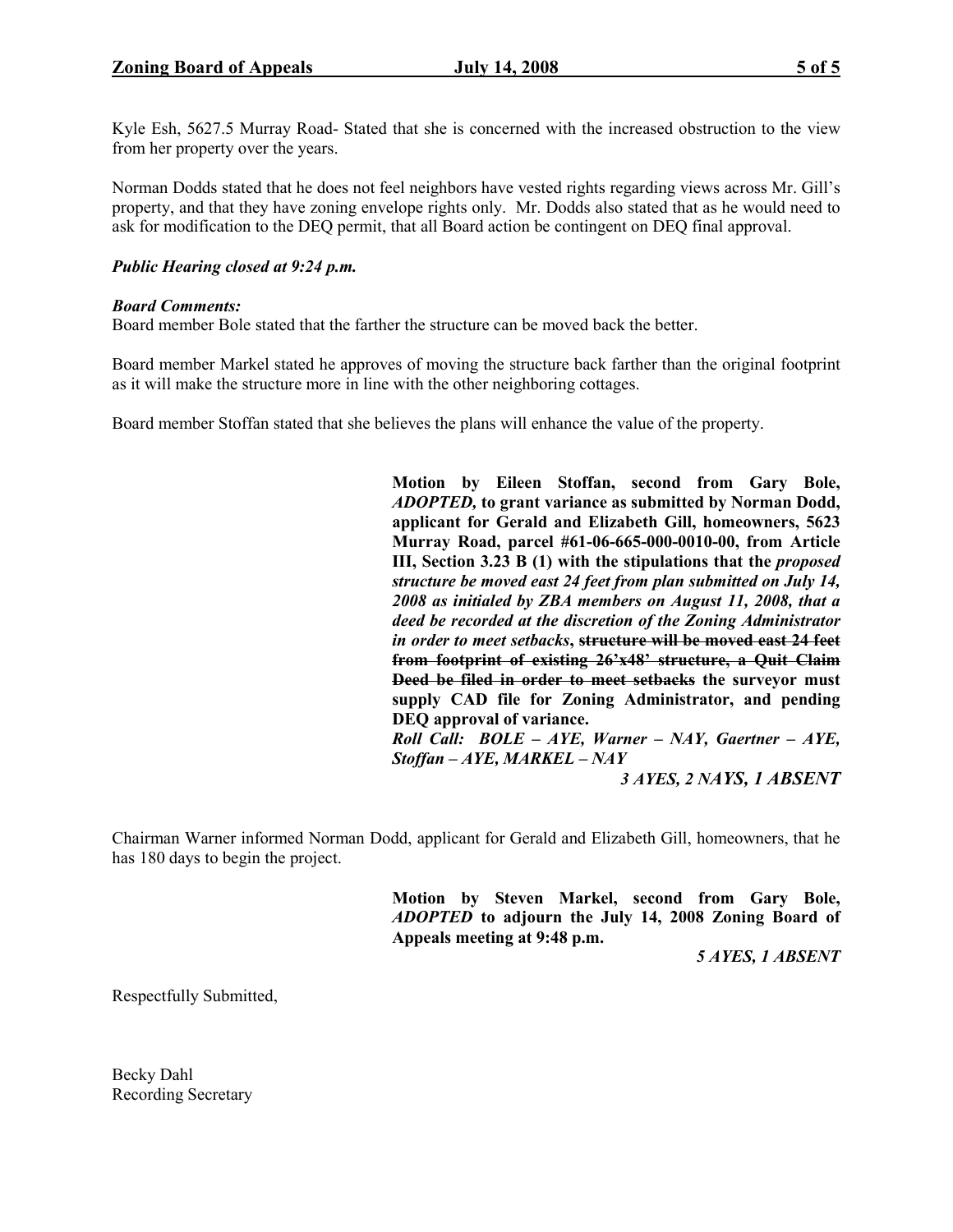Kyle Esh, 5627.5 Murray Road- Stated that she is concerned with the increased obstruction to the view from her property over the years.

Norman Dodds stated that he does not feel neighbors have vested rights regarding views across Mr. Gill's property, and that they have zoning envelope rights only. Mr. Dodds also stated that as he would need to ask for modification to the DEQ permit, that all Board action be contingent on DEQ final approval.

***Public Hearing closed at 9:24 p.m.***

***Board Comments:***

Board member Bole stated that the farther the structure can be moved back the better.

Board member Markel stated he approves of moving the structure back farther than the original footprint as it will make the structure more in line with the other neighboring cottages.

Board member Stoffan stated that she believes the plans will enhance the value of the property.

> **Motion by Eileen Stoffan, second from Gary Bole, *ADOPTED,* to grant variance as submitted by Norman Dodd, applicant for Gerald and Elizabeth Gill, homeowners, 5623 Murray Road, parcel #61-06-665-000-0010-00, from Article III, Section 3.23 B (1) with the stipulations that the *proposed structure be moved east 24 feet from plan submitted on July 14, 2008 as initialed by ZBA members on August 11, 2008, that a deed be recorded at the discretion of the Zoning Administrator in order to meet setbacks*, ~~structure will be moved east 24 feet from footprint of existing 26'x48' structure, a Quit Claim Deed be filed in order to meet setbacks~~ the surveyor must supply CAD file for Zoning Administrator, and pending DEQ approval of variance.**
>
> ***Roll Call: BOLE – AYE, Warner – NAY, Gaertner – AYE, Stoffan – AYE, MARKEL – NAY***
>
> ***3 AYES, 2 NAYS, 1 ABSENT***

Chairman Warner informed Norman Dodd, applicant for Gerald and Elizabeth Gill, homeowners, that he has 180 days to begin the project.

> **Motion by Steven Markel, second from Gary Bole, *ADOPTED* to adjourn the July 14, 2008 Zoning Board of Appeals meeting at 9:48 p.m.**
>
> ***5 AYES, 1 ABSENT***

Respectfully Submitted,

Becky Dahl
Recording Secretary